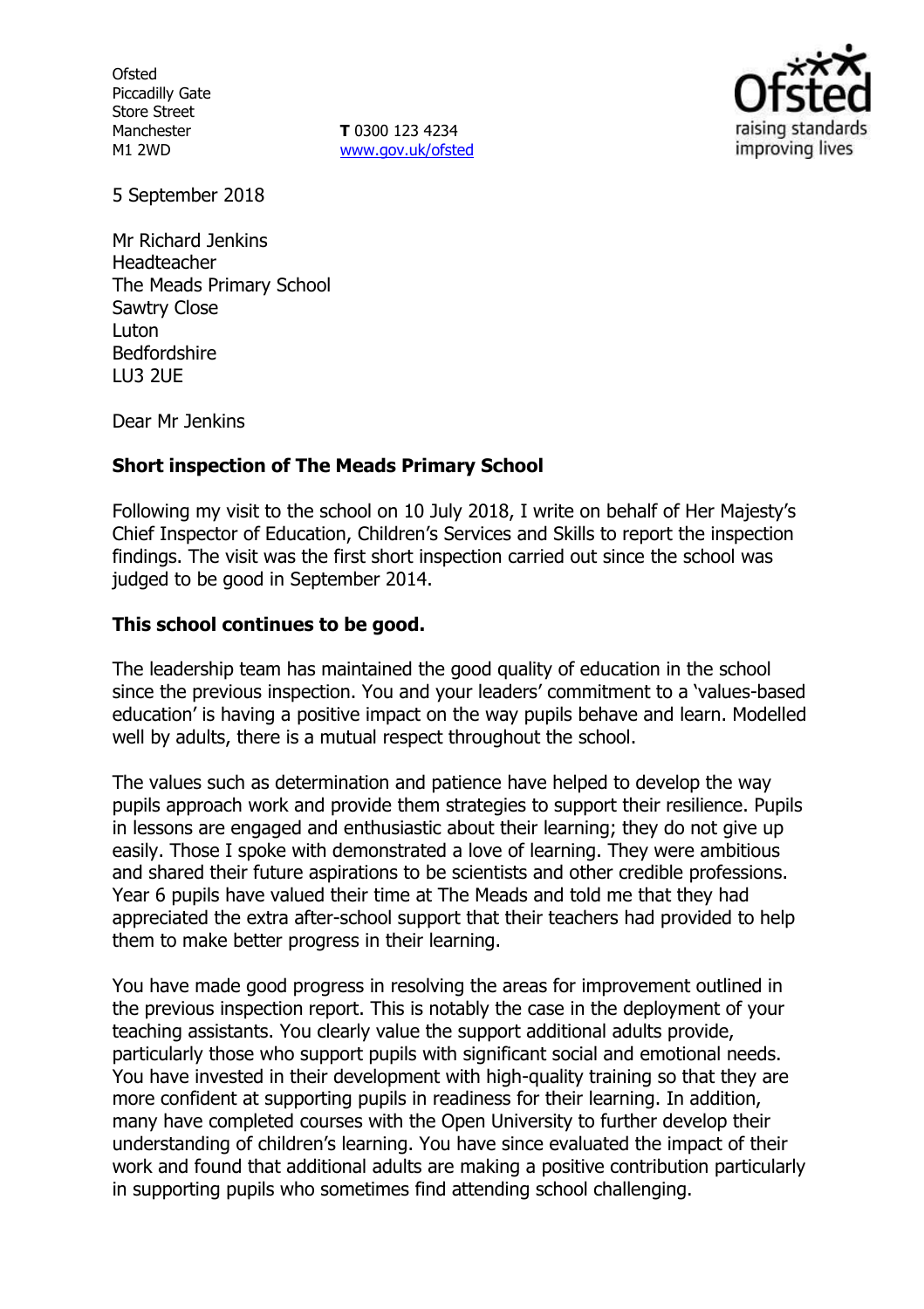Ofsted
Piccadilly Gate
Store Street
Manchester
M1 2WD

**T** 0300 123 4234
www.gov.uk/ofsted

5 September 2018

Mr Richard Jenkins
Headteacher
The Meads Primary School
Sawtry Close
Luton
Bedfordshire
LU3 2UE

Dear Mr Jenkins

**Short inspection of The Meads Primary School**

Following my visit to the school on 10 July 2018, I write on behalf of Her Majesty's Chief Inspector of Education, Children's Services and Skills to report the inspection findings. The visit was the first short inspection carried out since the school was judged to be good in September 2014.

**This school continues to be good.**

The leadership team has maintained the good quality of education in the school since the previous inspection. You and your leaders' commitment to a 'values-based education' is having a positive impact on the way pupils behave and learn. Modelled well by adults, there is a mutual respect throughout the school.

The values such as determination and patience have helped to develop the way pupils approach work and provide them strategies to support their resilience. Pupils in lessons are engaged and enthusiastic about their learning; they do not give up easily. Those I spoke with demonstrated a love of learning. They were ambitious and shared their future aspirations to be scientists and other credible professions. Year 6 pupils have valued their time at The Meads and told me that they had appreciated the extra after-school support that their teachers had provided to help them to make better progress in their learning.

You have made good progress in resolving the areas for improvement outlined in the previous inspection report. This is notably the case in the deployment of your teaching assistants. You clearly value the support additional adults provide, particularly those who support pupils with significant social and emotional needs. You have invested in their development with high-quality training so that they are more confident at supporting pupils in readiness for their learning. In addition, many have completed courses with the Open University to further develop their understanding of children's learning. You have since evaluated the impact of their work and found that additional adults are making a positive contribution particularly in supporting pupils who sometimes find attending school challenging.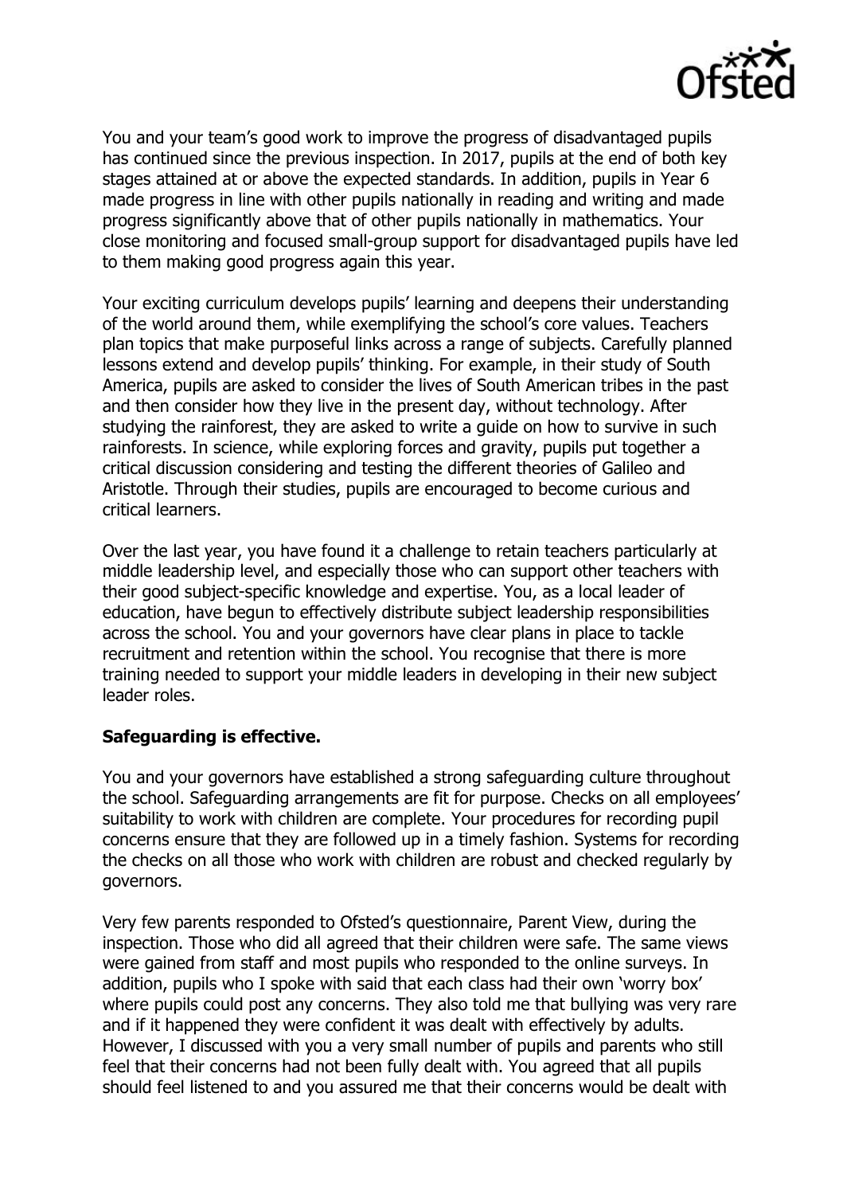You and your team's good work to improve the progress of disadvantaged pupils has continued since the previous inspection. In 2017, pupils at the end of both key stages attained at or above the expected standards. In addition, pupils in Year 6 made progress in line with other pupils nationally in reading and writing and made progress significantly above that of other pupils nationally in mathematics. Your close monitoring and focused small-group support for disadvantaged pupils have led to them making good progress again this year.

Your exciting curriculum develops pupils' learning and deepens their understanding of the world around them, while exemplifying the school's core values. Teachers plan topics that make purposeful links across a range of subjects. Carefully planned lessons extend and develop pupils' thinking. For example, in their study of South America, pupils are asked to consider the lives of South American tribes in the past and then consider how they live in the present day, without technology. After studying the rainforest, they are asked to write a guide on how to survive in such rainforests. In science, while exploring forces and gravity, pupils put together a critical discussion considering and testing the different theories of Galileo and Aristotle. Through their studies, pupils are encouraged to become curious and critical learners.

Over the last year, you have found it a challenge to retain teachers particularly at middle leadership level, and especially those who can support other teachers with their good subject-specific knowledge and expertise. You, as a local leader of education, have begun to effectively distribute subject leadership responsibilities across the school. You and your governors have clear plans in place to tackle recruitment and retention within the school. You recognise that there is more training needed to support your middle leaders in developing in their new subject leader roles.

**Safeguarding is effective.**

You and your governors have established a strong safeguarding culture throughout the school. Safeguarding arrangements are fit for purpose. Checks on all employees' suitability to work with children are complete. Your procedures for recording pupil concerns ensure that they are followed up in a timely fashion. Systems for recording the checks on all those who work with children are robust and checked regularly by governors.

Very few parents responded to Ofsted's questionnaire, Parent View, during the inspection. Those who did all agreed that their children were safe. The same views were gained from staff and most pupils who responded to the online surveys. In addition, pupils who I spoke with said that each class had their own 'worry box' where pupils could post any concerns. They also told me that bullying was very rare and if it happened they were confident it was dealt with effectively by adults. However, I discussed with you a very small number of pupils and parents who still feel that their concerns had not been fully dealt with. You agreed that all pupils should feel listened to and you assured me that their concerns would be dealt with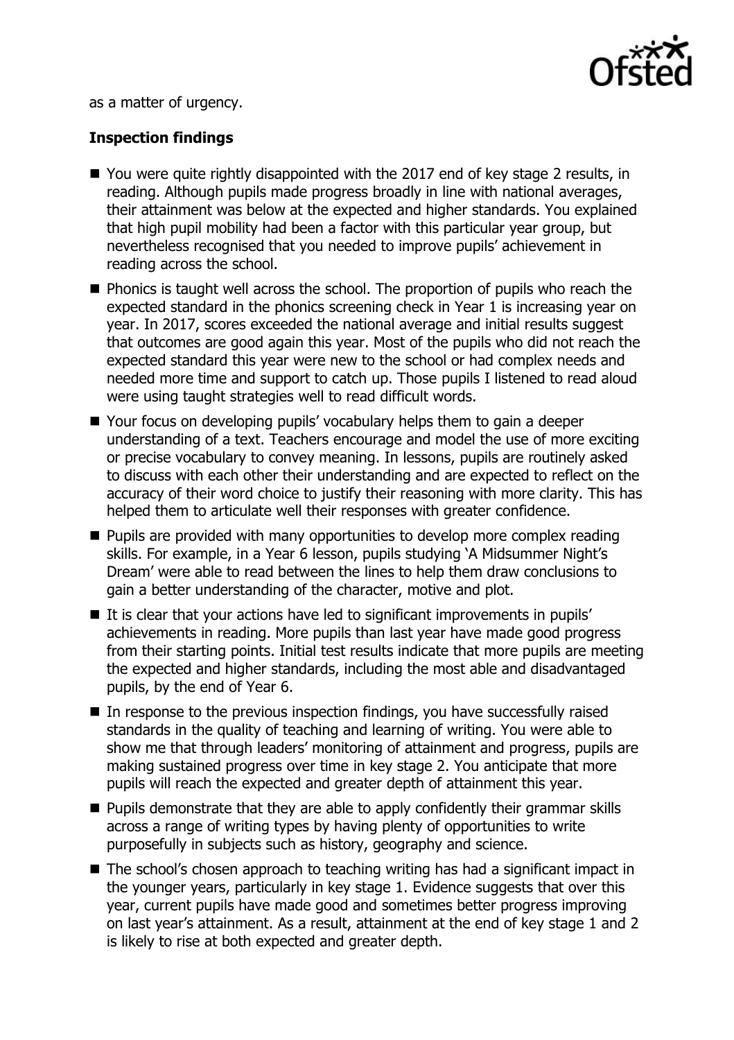as a matter of urgency.

**Inspection findings**

- You were quite rightly disappointed with the 2017 end of key stage 2 results, in reading. Although pupils made progress broadly in line with national averages, their attainment was below at the expected and higher standards. You explained that high pupil mobility had been a factor with this particular year group, but nevertheless recognised that you needed to improve pupils' achievement in reading across the school.
- Phonics is taught well across the school. The proportion of pupils who reach the expected standard in the phonics screening check in Year 1 is increasing year on year. In 2017, scores exceeded the national average and initial results suggest that outcomes are good again this year. Most of the pupils who did not reach the expected standard this year were new to the school or had complex needs and needed more time and support to catch up. Those pupils I listened to read aloud were using taught strategies well to read difficult words.
- Your focus on developing pupils' vocabulary helps them to gain a deeper understanding of a text. Teachers encourage and model the use of more exciting or precise vocabulary to convey meaning. In lessons, pupils are routinely asked to discuss with each other their understanding and are expected to reflect on the accuracy of their word choice to justify their reasoning with more clarity. This has helped them to articulate well their responses with greater confidence.
- Pupils are provided with many opportunities to develop more complex reading skills. For example, in a Year 6 lesson, pupils studying 'A Midsummer Night's Dream' were able to read between the lines to help them draw conclusions to gain a better understanding of the character, motive and plot.
- It is clear that your actions have led to significant improvements in pupils' achievements in reading. More pupils than last year have made good progress from their starting points. Initial test results indicate that more pupils are meeting the expected and higher standards, including the most able and disadvantaged pupils, by the end of Year 6.
- In response to the previous inspection findings, you have successfully raised standards in the quality of teaching and learning of writing. You were able to show me that through leaders' monitoring of attainment and progress, pupils are making sustained progress over time in key stage 2. You anticipate that more pupils will reach the expected and greater depth of attainment this year.
- Pupils demonstrate that they are able to apply confidently their grammar skills across a range of writing types by having plenty of opportunities to write purposefully in subjects such as history, geography and science.
- The school's chosen approach to teaching writing has had a significant impact in the younger years, particularly in key stage 1. Evidence suggests that over this year, current pupils have made good and sometimes better progress improving on last year's attainment. As a result, attainment at the end of key stage 1 and 2 is likely to rise at both expected and greater depth.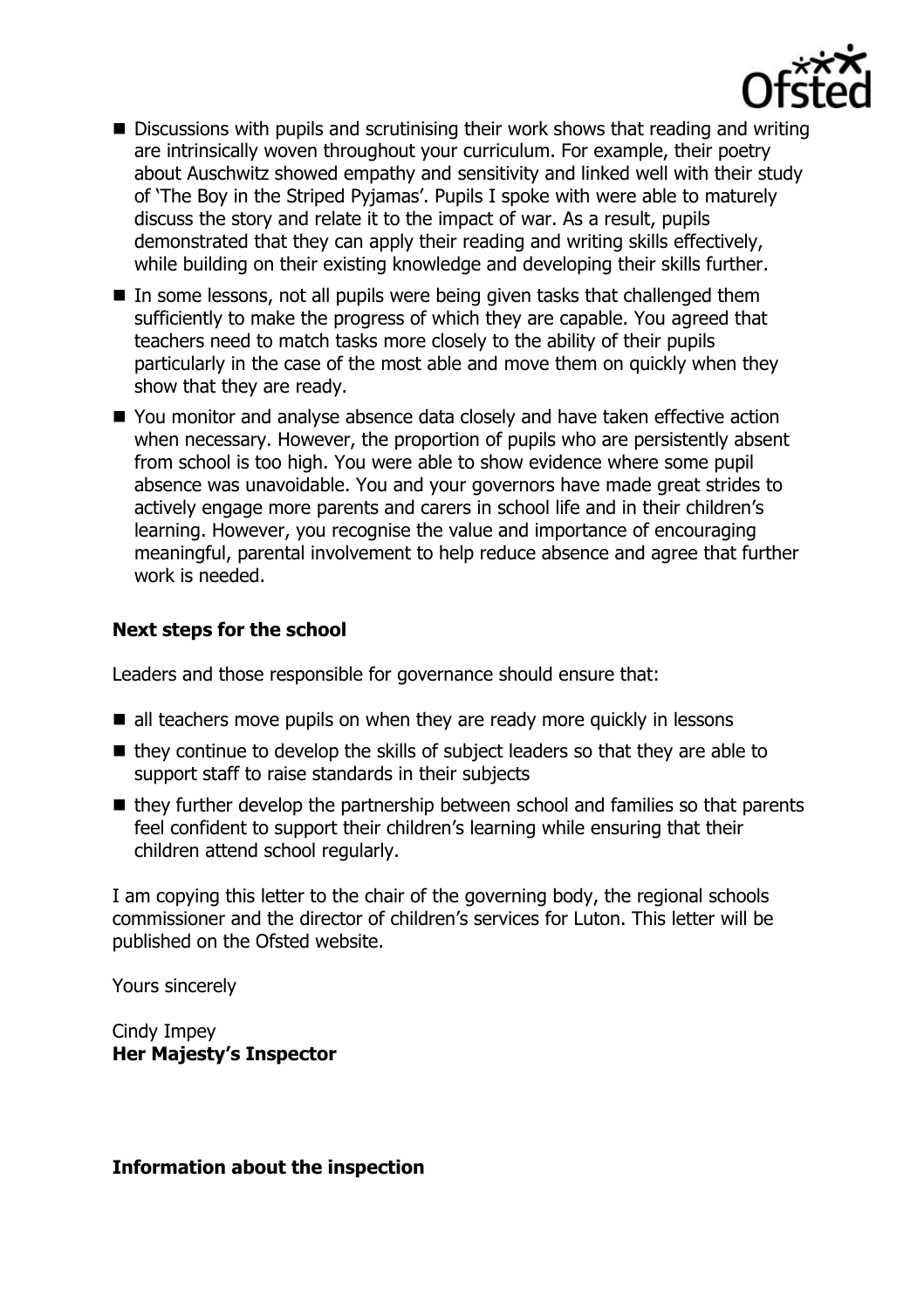- Discussions with pupils and scrutinising their work shows that reading and writing are intrinsically woven throughout your curriculum. For example, their poetry about Auschwitz showed empathy and sensitivity and linked well with their study of 'The Boy in the Striped Pyjamas'. Pupils I spoke with were able to maturely discuss the story and relate it to the impact of war. As a result, pupils demonstrated that they can apply their reading and writing skills effectively, while building on their existing knowledge and developing their skills further.
- In some lessons, not all pupils were being given tasks that challenged them sufficiently to make the progress of which they are capable. You agreed that teachers need to match tasks more closely to the ability of their pupils particularly in the case of the most able and move them on quickly when they show that they are ready.
- You monitor and analyse absence data closely and have taken effective action when necessary. However, the proportion of pupils who are persistently absent from school is too high. You were able to show evidence where some pupil absence was unavoidable. You and your governors have made great strides to actively engage more parents and carers in school life and in their children's learning. However, you recognise the value and importance of encouraging meaningful, parental involvement to help reduce absence and agree that further work is needed.

## Next steps for the school

Leaders and those responsible for governance should ensure that:

- all teachers move pupils on when they are ready more quickly in lessons
- they continue to develop the skills of subject leaders so that they are able to support staff to raise standards in their subjects
- they further develop the partnership between school and families so that parents feel confident to support their children's learning while ensuring that their children attend school regularly.

I am copying this letter to the chair of the governing body, the regional schools commissioner and the director of children's services for Luton. This letter will be published on the Ofsted website.

Yours sincerely

Cindy Impey
**Her Majesty's Inspector**

## Information about the inspection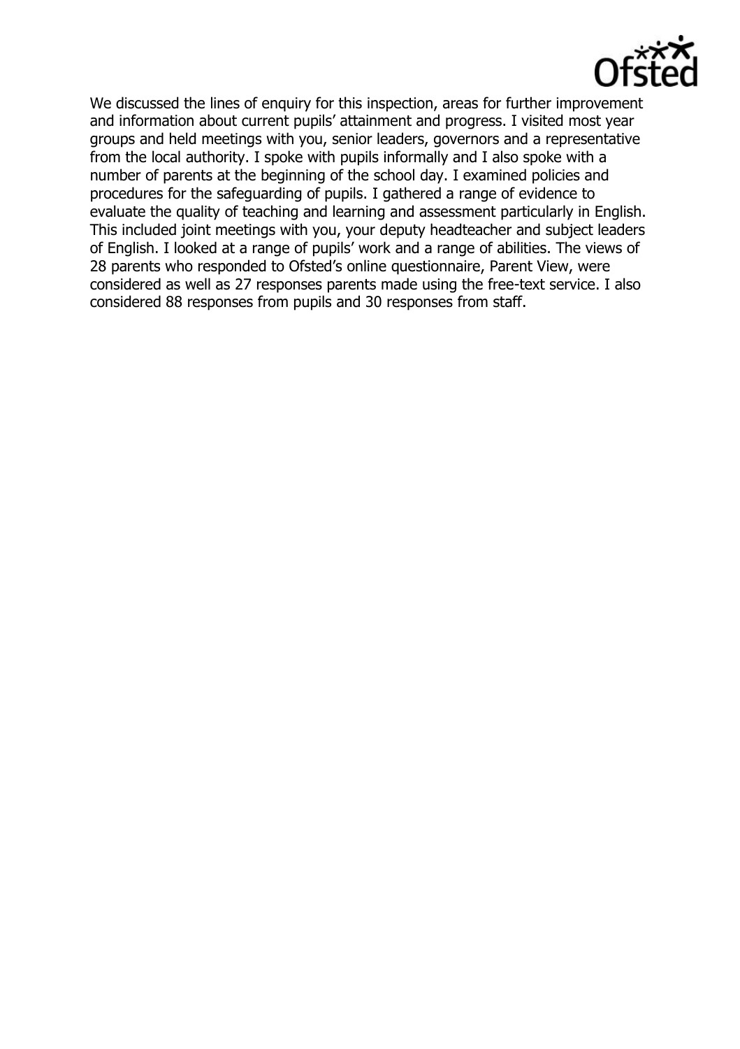We discussed the lines of enquiry for this inspection, areas for further improvement and information about current pupils' attainment and progress. I visited most year groups and held meetings with you, senior leaders, governors and a representative from the local authority. I spoke with pupils informally and I also spoke with a number of parents at the beginning of the school day. I examined policies and procedures for the safeguarding of pupils. I gathered a range of evidence to evaluate the quality of teaching and learning and assessment particularly in English. This included joint meetings with you, your deputy headteacher and subject leaders of English. I looked at a range of pupils' work and a range of abilities. The views of 28 parents who responded to Ofsted's online questionnaire, Parent View, were considered as well as 27 responses parents made using the free-text service. I also considered 88 responses from pupils and 30 responses from staff.